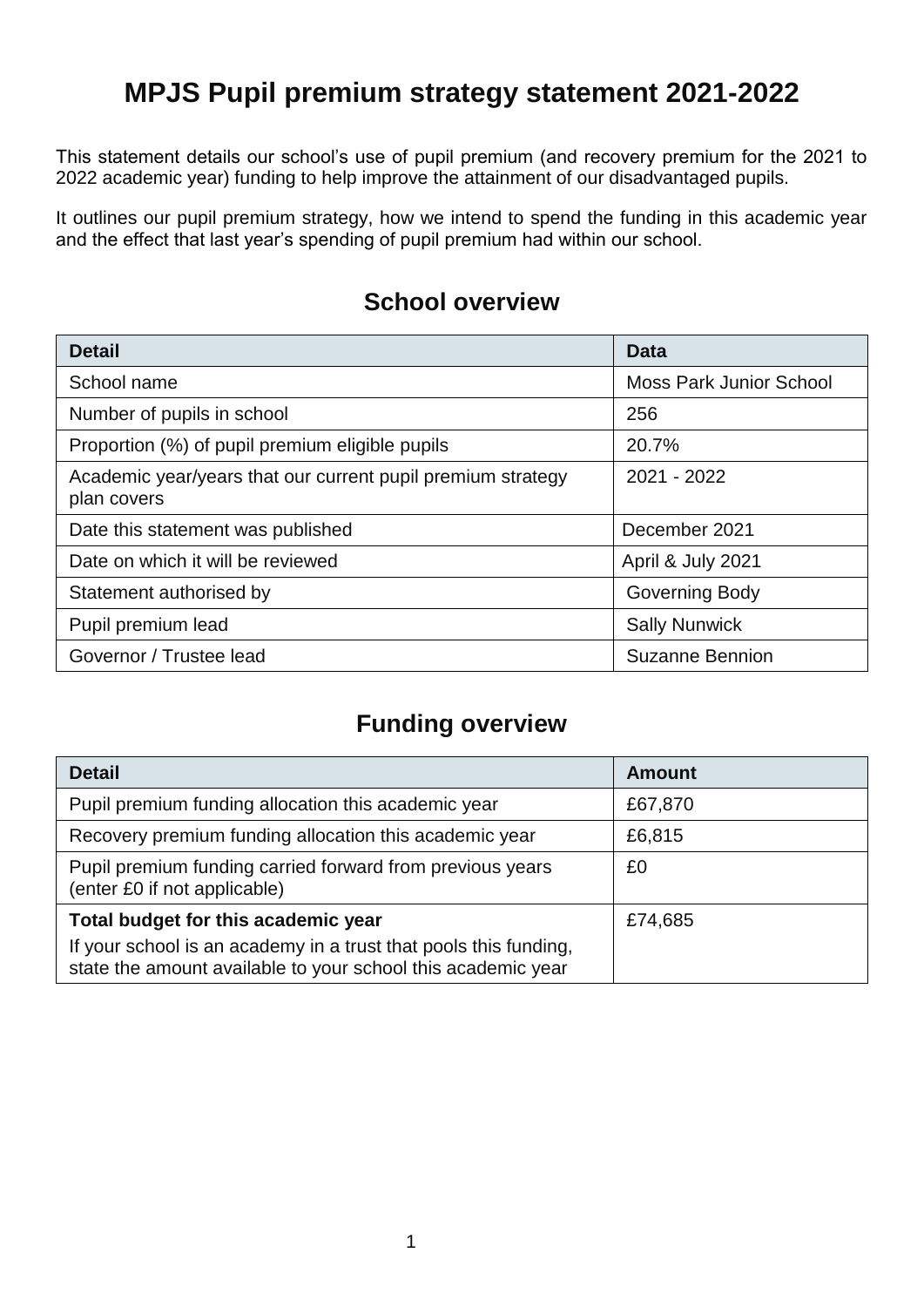# MPJS Pupil premium strategy statement 2021-2022

This statement details our school's use of pupil premium (and recovery premium for the 2021 to 2022 academic year) funding to help improve the attainment of our disadvantaged pupils.

It outlines our pupil premium strategy, how we intend to spend the funding in this academic year and the effect that last year's spending of pupil premium had within our school.

## School overview

| Detail | Data |
|---|---|
| School name | Moss Park Junior School |
| Number of pupils in school | 256 |
| Proportion (%) of pupil premium eligible pupils | 20.7% |
| Academic year/years that our current pupil premium strategy plan covers | 2021 - 2022 |
| Date this statement was published | December 2021 |
| Date on which it will be reviewed | April & July 2021 |
| Statement authorised by | Governing Body |
| Pupil premium lead | Sally Nunwick |
| Governor / Trustee lead | Suzanne Bennion |

## Funding overview

| Detail | Amount |
|---|---|
| Pupil premium funding allocation this academic year | £67,870 |
| Recovery premium funding allocation this academic year | £6,815 |
| Pupil premium funding carried forward from previous years (enter £0 if not applicable) | £0 |
| **Total budget for this academic year** If your school is an academy in a trust that pools this funding, state the amount available to your school this academic year | £74,685 |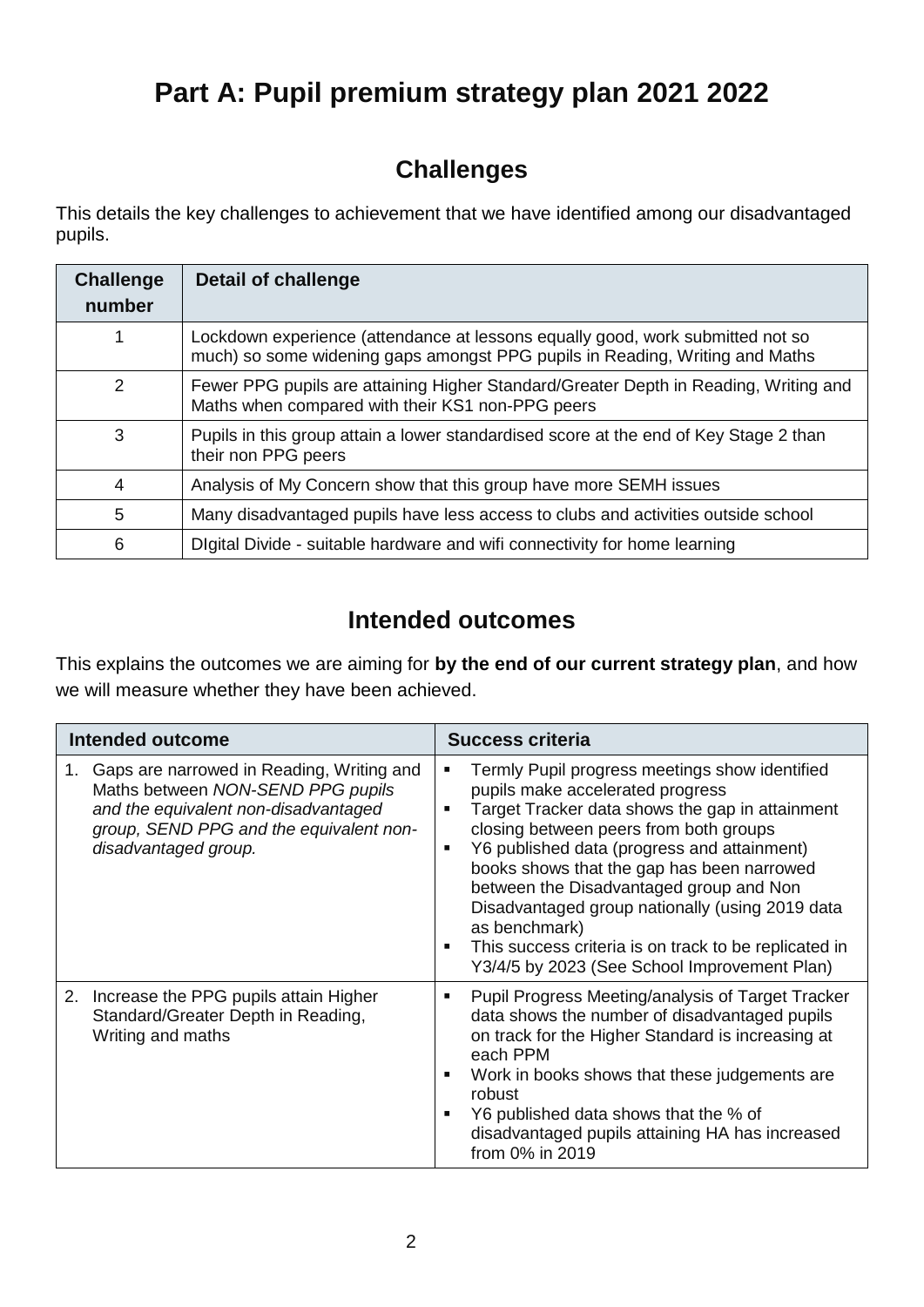# Part A: Pupil premium strategy plan 2021 2022

## Challenges

This details the key challenges to achievement that we have identified among our disadvantaged pupils.

| Challenge number | Detail of challenge |
| --- | --- |
| 1 | Lockdown experience (attendance at lessons equally good, work submitted not so much) so some widening gaps amongst PPG pupils in Reading, Writing and Maths |
| 2 | Fewer PPG pupils are attaining Higher Standard/Greater Depth in Reading, Writing and Maths when compared with their KS1 non-PPG peers |
| 3 | Pupils in this group attain a lower standardised score at the end of Key Stage 2 than their non PPG peers |
| 4 | Analysis of My Concern show that this group have more SEMH issues |
| 5 | Many disadvantaged pupils have less access to clubs and activities outside school |
| 6 | DIgital Divide - suitable hardware and wifi connectivity for home learning |

## Intended outcomes

This explains the outcomes we are aiming for **by the end of our current strategy plan**, and how we will measure whether they have been achieved.

| Intended outcome | Success criteria |
| --- | --- |
| 1. Gaps are narrowed in Reading, Writing and Maths between *NON-SEND PPG pupils and the equivalent non-disadvantaged group, SEND PPG and the equivalent non-disadvantaged group.* | ▪ Termly Pupil progress meetings show identified pupils make accelerated progress<br>▪ Target Tracker data shows the gap in attainment closing between peers from both groups<br>▪ Y6 published data (progress and attainment) books shows that the gap has been narrowed between the Disadvantaged group and Non Disadvantaged group nationally (using 2019 data as benchmark)<br>▪ This success criteria is on track to be replicated in Y3/4/5 by 2023 (See School Improvement Plan) |
| 2. Increase the PPG pupils attain Higher Standard/Greater Depth in Reading, Writing and maths | ▪ Pupil Progress Meeting/analysis of Target Tracker data shows the number of disadvantaged pupils on track for the Higher Standard is increasing at each PPM<br>▪ Work in books shows that these judgements are robust<br>▪ Y6 published data shows that the % of disadvantaged pupils attaining HA has increased from 0% in 2019 |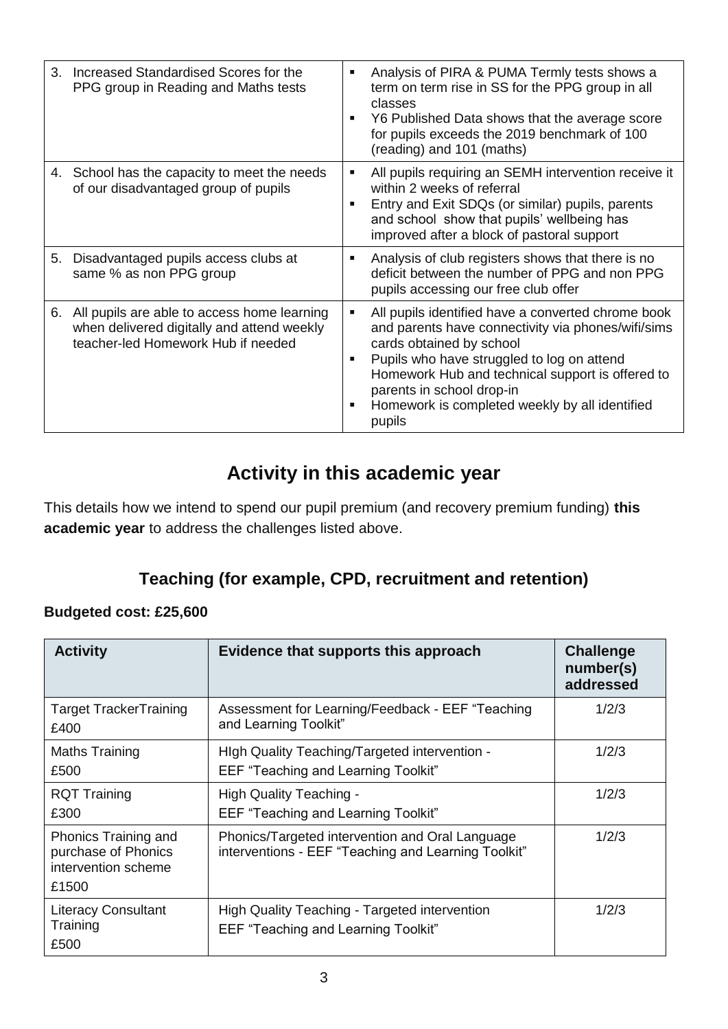| | |
|---|---|
| 3. Increased Standardised Scores for the PPG group in Reading and Maths tests | ▪ Analysis of PIRA & PUMA Termly tests shows a term on term rise in SS for the PPG group in all classes<br>▪ Y6 Published Data shows that the average score for pupils exceeds the 2019 benchmark of 100 (reading) and 101 (maths) |
| 4. School has the capacity to meet the needs of our disadvantaged group of pupils | ▪ All pupils requiring an SEMH intervention receive it within 2 weeks of referral<br>▪ Entry and Exit SDQs (or similar) pupils, parents and school show that pupils' wellbeing has improved after a block of pastoral support |
| 5. Disadvantaged pupils access clubs at same % as non PPG group | ▪ Analysis of club registers shows that there is no deficit between the number of PPG and non PPG pupils accessing our free club offer |
| 6. All pupils are able to access home learning when delivered digitally and attend weekly teacher-led Homework Hub if needed | ▪ All pupils identified have a converted chrome book and parents have connectivity via phones/wifi/sims cards obtained by school<br>▪ Pupils who have struggled to log on attend Homework Hub and technical support is offered to parents in school drop-in<br>▪ Homework is completed weekly by all identified pupils |

# Activity in this academic year

This details how we intend to spend our pupil premium (and recovery premium funding) **this academic year** to address the challenges listed above.

## Teaching (for example, CPD, recruitment and retention)

**Budgeted cost: £25,600**

| Activity | Evidence that supports this approach | Challenge number(s) addressed |
|---|---|---|
| Target TrackerTraining<br>£400 | Assessment for Learning/Feedback - EEF "Teaching and Learning Toolkit" | 1/2/3 |
| Maths Training<br>£500 | HIgh Quality Teaching/Targeted intervention -<br>EEF "Teaching and Learning Toolkit" | 1/2/3 |
| RQT Training<br>£300 | High Quality Teaching -<br>EEF "Teaching and Learning Toolkit" | 1/2/3 |
| Phonics Training and purchase of Phonics intervention scheme<br>£1500 | Phonics/Targeted intervention and Oral Language interventions - EEF "Teaching and Learning Toolkit" | 1/2/3 |
| Literacy Consultant Training<br>£500 | High Quality Teaching - Targeted intervention<br>EEF "Teaching and Learning Toolkit" | 1/2/3 |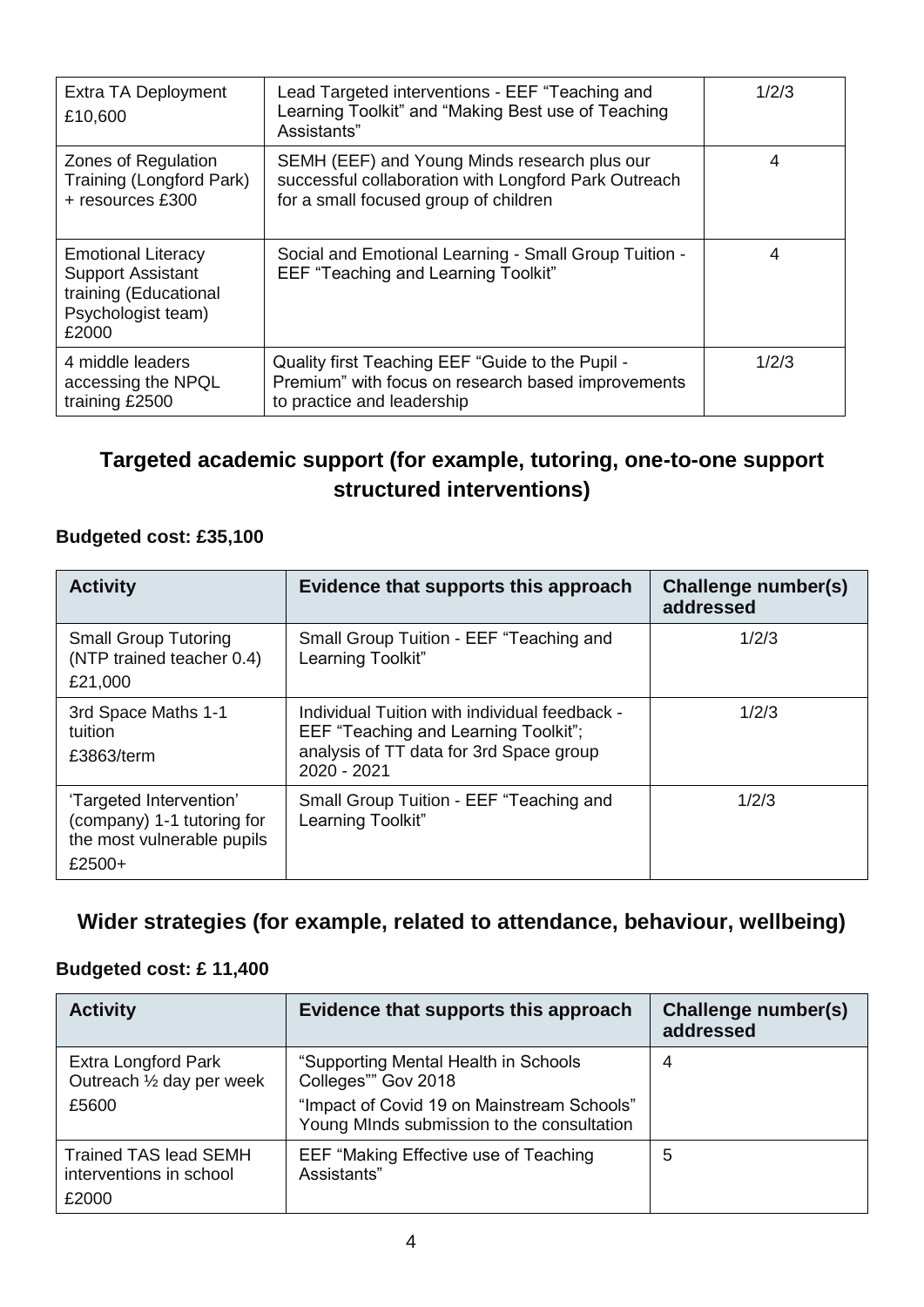| | | |
|---|---|---|
| Extra TA Deployment<br>£10,600 | Lead Targeted interventions - EEF "Teaching and Learning Toolkit" and "Making Best use of Teaching Assistants" | 1/2/3 |
| Zones of Regulation Training (Longford Park) + resources £300 | SEMH (EEF) and Young Minds research plus our successful collaboration with Longford Park Outreach for a small focused group of children | 4 |
| Emotional Literacy Support Assistant training (Educational Psychologist team) £2000 | Social and Emotional Learning - Small Group Tuition - EEF "Teaching and Learning Toolkit" | 4 |
| 4 middle leaders accessing the NPQL training £2500 | Quality first Teaching EEF "Guide to the Pupil - Premium" with focus on research based improvements to practice and leadership | 1/2/3 |

## Targeted academic support (for example, tutoring, one-to-one support structured interventions)

**Budgeted cost: £35,100**

| Activity | Evidence that supports this approach | Challenge number(s) addressed |
|---|---|---|
| Small Group Tutoring (NTP trained teacher 0.4)<br>£21,000 | Small Group Tuition - EEF "Teaching and Learning Toolkit" | 1/2/3 |
| 3rd Space Maths 1-1 tuition<br>£3863/term | Individual Tuition with individual feedback - EEF "Teaching and Learning Toolkit"; analysis of TT data for 3rd Space group 2020 - 2021 | 1/2/3 |
| 'Targeted Intervention' (company) 1-1 tutoring for the most vulnerable pupils<br>£2500+ | Small Group Tuition - EEF "Teaching and Learning Toolkit" | 1/2/3 |

## Wider strategies (for example, related to attendance, behaviour, wellbeing)

**Budgeted cost: £ 11,400**

| Activity | Evidence that supports this approach | Challenge number(s) addressed |
|---|---|---|
| Extra Longford Park Outreach ½ day per week<br>£5600 | "Supporting Mental Health in Schools Colleges"" Gov 2018<br>"Impact of Covid 19 on Mainstream Schools" Young MInds submission to the consultation | 4 |
| Trained TAS lead SEMH interventions in school<br>£2000 | EEF "Making Effective use of Teaching Assistants" | 5 |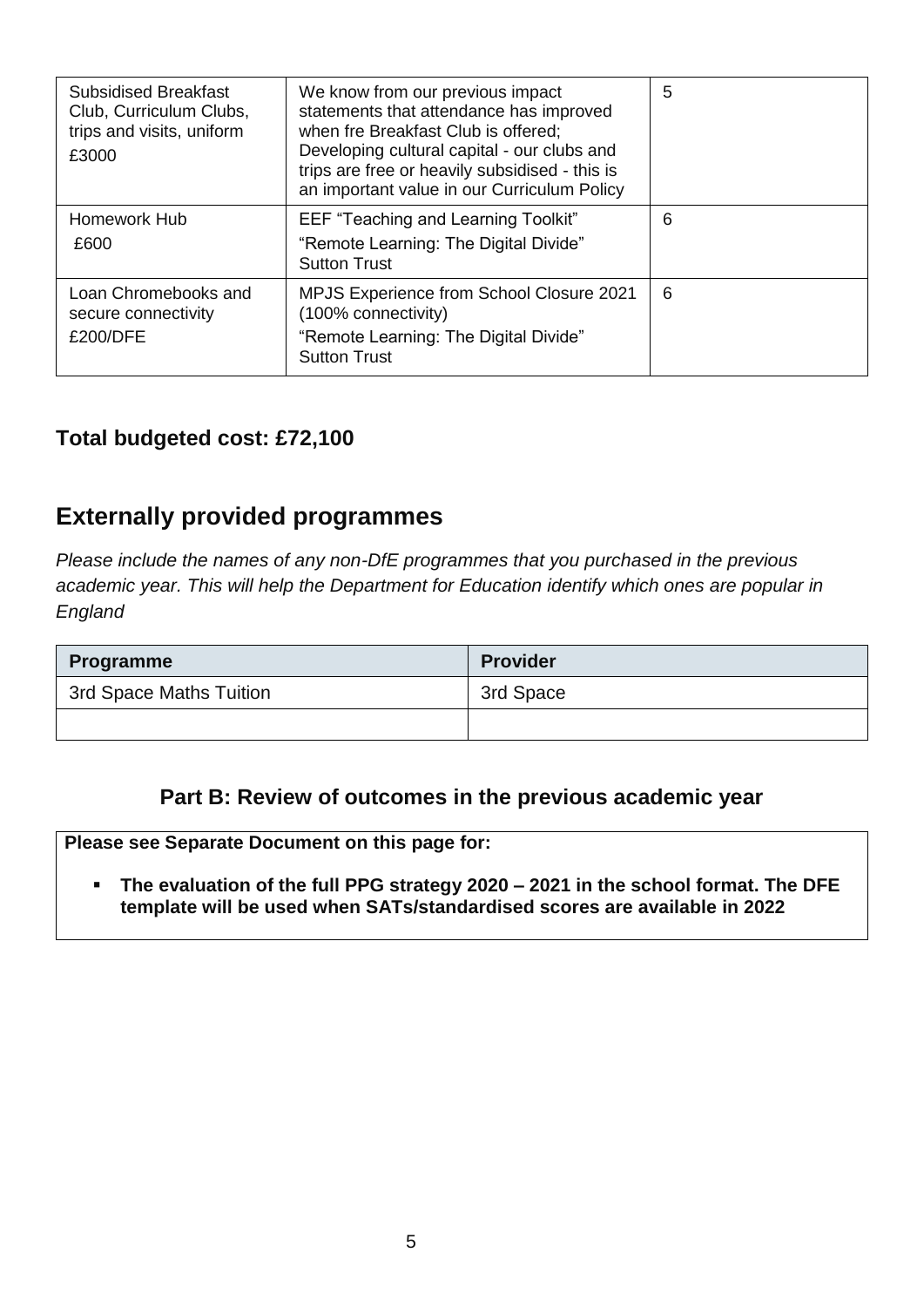| | | |
|---|---|---|
| Subsidised Breakfast Club, Curriculum Clubs, trips and visits, uniform £3000 | We know from our previous impact statements that attendance has improved when fre Breakfast Club is offered; Developing cultural capital - our clubs and trips are free or heavily subsidised - this is an important value in our Curriculum Policy | 5 |
| Homework Hub £600 | EEF "Teaching and Learning Toolkit" "Remote Learning: The Digital Divide" Sutton Trust | 6 |
| Loan Chromebooks and secure connectivity £200/DFE | MPJS Experience from School Closure 2021 (100% connectivity) "Remote Learning: The Digital Divide" Sutton Trust | 6 |

### Total budgeted cost: £72,100

## Externally provided programmes

*Please include the names of any non-DfE programmes that you purchased in the previous academic year. This will help the Department for Education identify which ones are popular in England*

| Programme | Provider |
|---|---|
| 3rd Space Maths Tuition | 3rd Space |
| | |

## Part B: Review of outcomes in the previous academic year

**Please see Separate Document on this page for:**

- **The evaluation of the full PPG strategy 2020 – 2021 in the school format. The DFE template will be used when SATs/standardised scores are available in 2022**